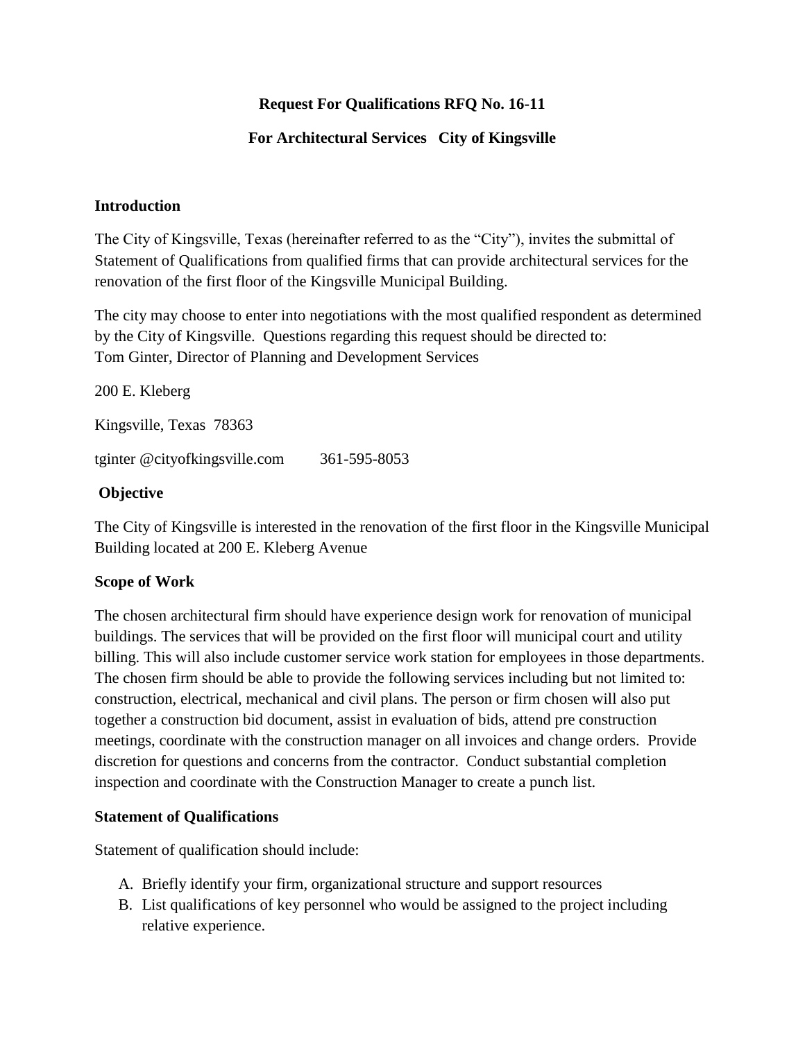**Request For Qualifications RFQ No. 16-11**

**For Architectural Services City of Kingsville**

**Introduction**

The City of Kingsville, Texas (hereinafter referred to as the "City"), invites the submittal of Statement of Qualifications from qualified firms that can provide architectural services for the renovation of the first floor of the Kingsville Municipal Building.

The city may choose to enter into negotiations with the most qualified respondent as determined by the City of Kingsville. Questions regarding this request should be directed to:
Tom Ginter, Director of Planning and Development Services

200 E. Kleberg

Kingsville, Texas 78363

tginter @cityofkingsville.com 361-595-8053

**Objective**

The City of Kingsville is interested in the renovation of the first floor in the Kingsville Municipal Building located at 200 E. Kleberg Avenue

**Scope of Work**

The chosen architectural firm should have experience design work for renovation of municipal buildings. The services that will be provided on the first floor will municipal court and utility billing. This will also include customer service work station for employees in those departments. The chosen firm should be able to provide the following services including but not limited to: construction, electrical, mechanical and civil plans. The person or firm chosen will also put together a construction bid document, assist in evaluation of bids, attend pre construction meetings, coordinate with the construction manager on all invoices and change orders. Provide discretion for questions and concerns from the contractor. Conduct substantial completion inspection and coordinate with the Construction Manager to create a punch list.

**Statement of Qualifications**

Statement of qualification should include:

A. Briefly identify your firm, organizational structure and support resources
B. List qualifications of key personnel who would be assigned to the project including relative experience.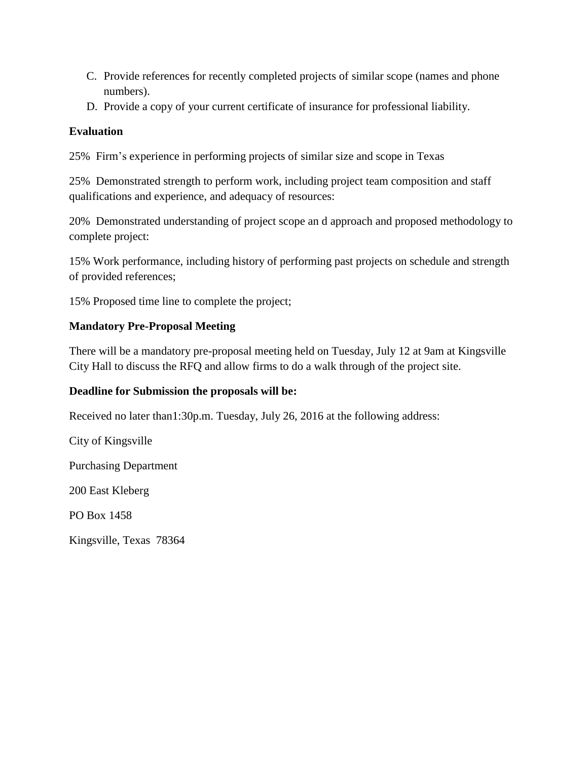C. Provide references for recently completed projects of similar scope (names and phone numbers).
D. Provide a copy of your current certificate of insurance for professional liability.

**Evaluation**

25% Firm's experience in performing projects of similar size and scope in Texas

25% Demonstrated strength to perform work, including project team composition and staff qualifications and experience, and adequacy of resources:

20% Demonstrated understanding of project scope an d approach and proposed methodology to complete project:

15% Work performance, including history of performing past projects on schedule and strength of provided references;

15% Proposed time line to complete the project;

**Mandatory Pre-Proposal Meeting**

There will be a mandatory pre-proposal meeting held on Tuesday, July 12 at 9am at Kingsville City Hall to discuss the RFQ and allow firms to do a walk through of the project site.

**Deadline for Submission the proposals will be:**

Received no later than1:30p.m. Tuesday, July 26, 2016 at the following address:

City of Kingsville

Purchasing Department

200 East Kleberg

PO Box 1458

Kingsville, Texas 78364